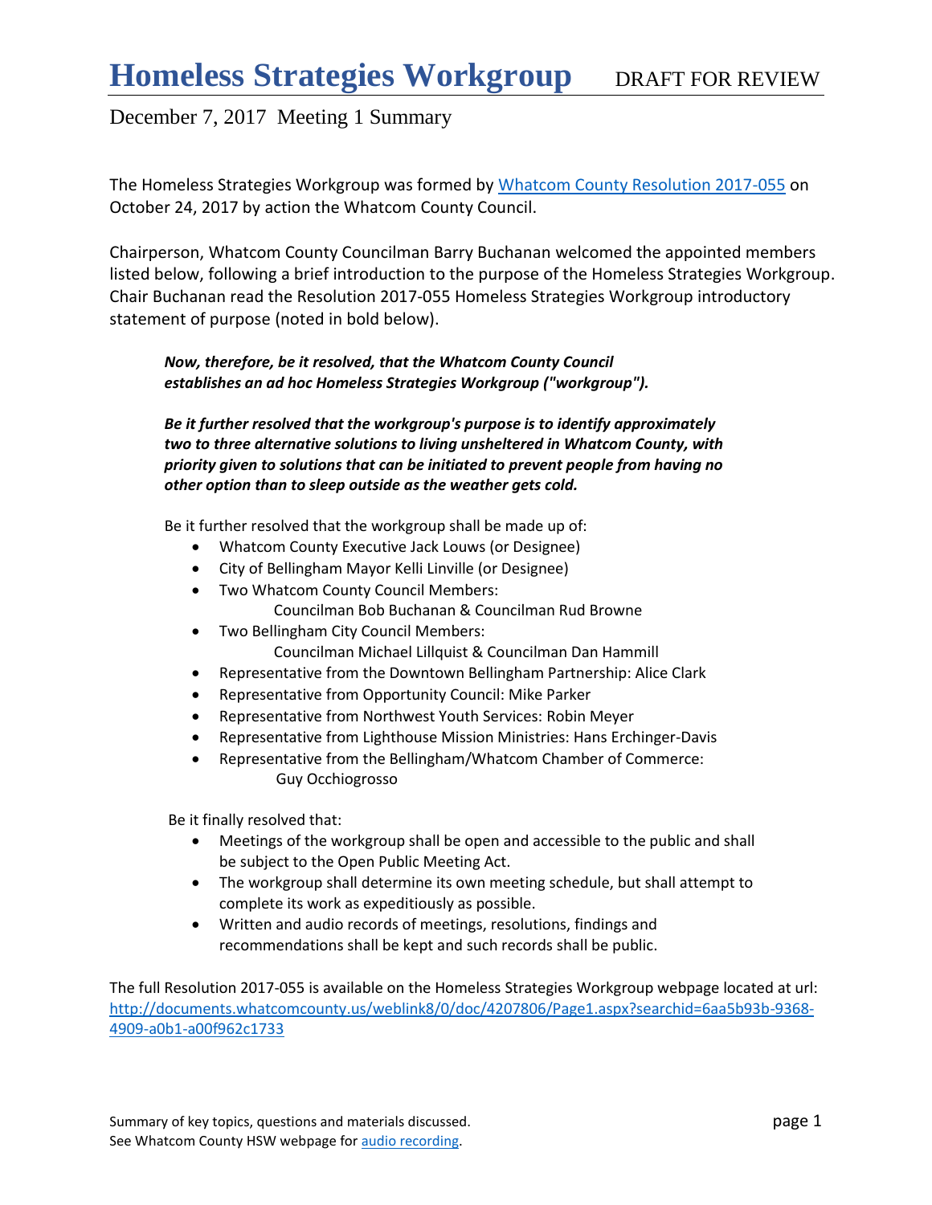# Homeless Strategies Workgroup DRAFT FOR REVIEW

December 7, 2017 Meeting 1 Summary

The Homeless Strategies Workgroup was formed by [Whatcom County Resolution 2017-055](#) on October 24, 2017 by action the Whatcom County Council.

Chairperson, Whatcom County Councilman Barry Buchanan welcomed the appointed members listed below, following a brief introduction to the purpose of the Homeless Strategies Workgroup. Chair Buchanan read the Resolution 2017-055 Homeless Strategies Workgroup introductory statement of purpose (noted in bold below).

> ***Now, therefore, be it resolved, that the Whatcom County Council establishes an ad hoc Homeless Strategies Workgroup ("workgroup").***
>
> ***Be it further resolved that the workgroup's purpose is to identify approximately two to three alternative solutions to living unsheltered in Whatcom County, with priority given to solutions that can be initiated to prevent people from having no other option than to sleep outside as the weather gets cold.***
>
> Be it further resolved that the workgroup shall be made up of:
>
> - Whatcom County Executive Jack Louws (or Designee)
> - City of Bellingham Mayor Kelli Linville (or Designee)
> - Two Whatcom County Council Members:
>   Councilman Bob Buchanan & Councilman Rud Browne
> - Two Bellingham City Council Members:
>   Councilman Michael Lillquist & Councilman Dan Hammill
> - Representative from the Downtown Bellingham Partnership: Alice Clark
> - Representative from Opportunity Council: Mike Parker
> - Representative from Northwest Youth Services: Robin Meyer
> - Representative from Lighthouse Mission Ministries: Hans Erchinger-Davis
> - Representative from the Bellingham/Whatcom Chamber of Commerce:
>   Guy Occhiogrosso
>
> Be it finally resolved that:
>
> - Meetings of the workgroup shall be open and accessible to the public and shall be subject to the Open Public Meeting Act.
> - The workgroup shall determine its own meeting schedule, but shall attempt to complete its work as expeditiously as possible.
> - Written and audio records of meetings, resolutions, findings and recommendations shall be kept and such records shall be public.

The full Resolution 2017-055 is available on the Homeless Strategies Workgroup webpage located at url: http://documents.whatcomcounty.us/weblink8/0/doc/4207806/Page1.aspx?searchid=6aa5b93b-9368-4909-a0b1-a00f962c1733

Summary of key topics, questions and materials discussed.
See Whatcom County HSW webpage for [audio recording](#).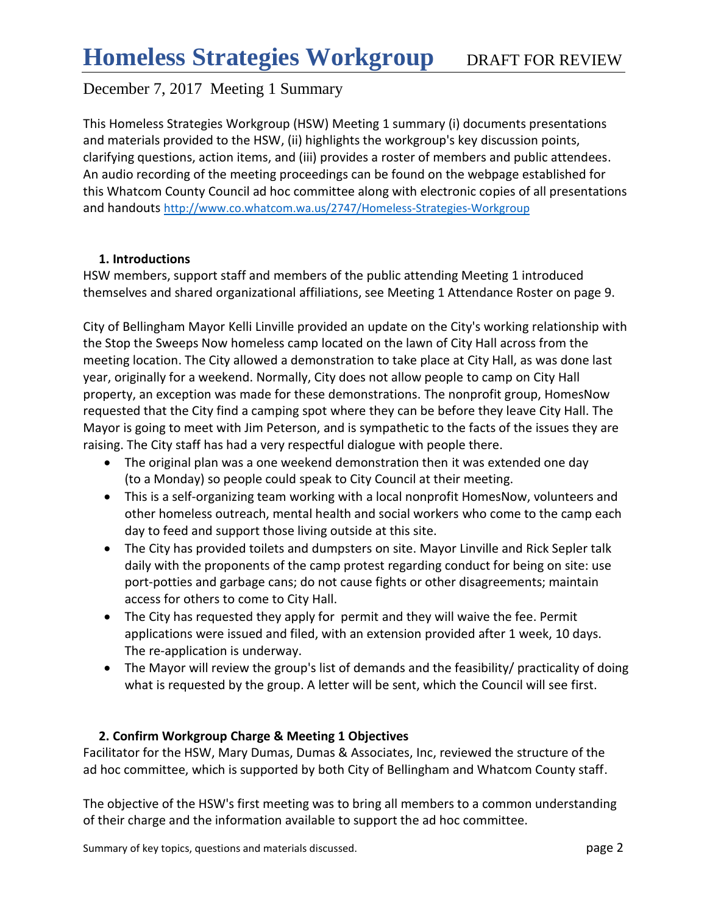# Homeless Strategies Workgroup DRAFT FOR REVIEW

December 7, 2017 Meeting 1 Summary

This Homeless Strategies Workgroup (HSW) Meeting 1 summary (i) documents presentations and materials provided to the HSW, (ii) highlights the workgroup's key discussion points, clarifying questions, action items, and (iii) provides a roster of members and public attendees. An audio recording of the meeting proceedings can be found on the webpage established for this Whatcom County Council ad hoc committee along with electronic copies of all presentations and handouts http://www.co.whatcom.wa.us/2747/Homeless-Strategies-Workgroup

**1. Introductions**

HSW members, support staff and members of the public attending Meeting 1 introduced themselves and shared organizational affiliations, see Meeting 1 Attendance Roster on page 9.

City of Bellingham Mayor Kelli Linville provided an update on the City's working relationship with the Stop the Sweeps Now homeless camp located on the lawn of City Hall across from the meeting location. The City allowed a demonstration to take place at City Hall, as was done last year, originally for a weekend. Normally, City does not allow people to camp on City Hall property, an exception was made for these demonstrations. The nonprofit group, HomesNow requested that the City find a camping spot where they can be before they leave City Hall. The Mayor is going to meet with Jim Peterson, and is sympathetic to the facts of the issues they are raising. The City staff has had a very respectful dialogue with people there.

- The original plan was a one weekend demonstration then it was extended one day (to a Monday) so people could speak to City Council at their meeting.
- This is a self-organizing team working with a local nonprofit HomesNow, volunteers and other homeless outreach, mental health and social workers who come to the camp each day to feed and support those living outside at this site.
- The City has provided toilets and dumpsters on site. Mayor Linville and Rick Sepler talk daily with the proponents of the camp protest regarding conduct for being on site: use port-potties and garbage cans; do not cause fights or other disagreements; maintain access for others to come to City Hall.
- The City has requested they apply for permit and they will waive the fee. Permit applications were issued and filed, with an extension provided after 1 week, 10 days. The re-application is underway.
- The Mayor will review the group's list of demands and the feasibility/ practicality of doing what is requested by the group. A letter will be sent, which the Council will see first.

**2. Confirm Workgroup Charge & Meeting 1 Objectives**

Facilitator for the HSW, Mary Dumas, Dumas & Associates, Inc, reviewed the structure of the ad hoc committee, which is supported by both City of Bellingham and Whatcom County staff.

The objective of the HSW's first meeting was to bring all members to a common understanding of their charge and the information available to support the ad hoc committee.

Summary of key topics, questions and materials discussed.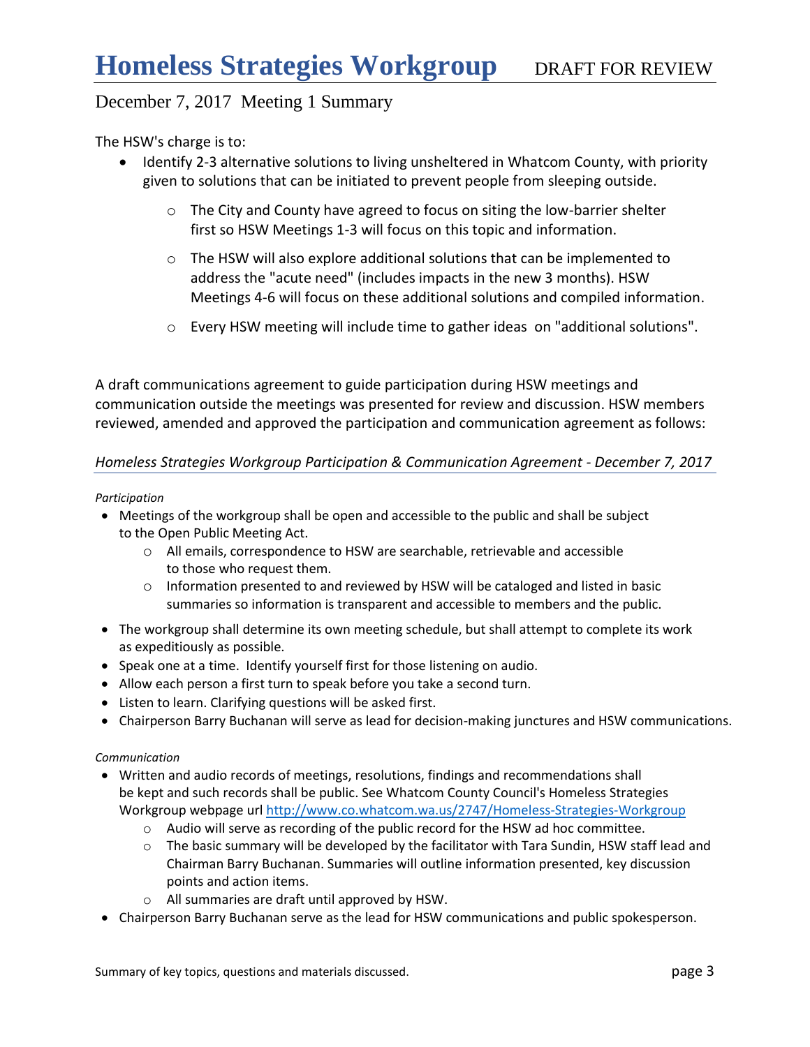# Homeless Strategies Workgroup DRAFT FOR REVIEW

## December 7, 2017 Meeting 1 Summary

The HSW's charge is to:

- Identify 2-3 alternative solutions to living unsheltered in Whatcom County, with priority given to solutions that can be initiated to prevent people from sleeping outside.
    - The City and County have agreed to focus on siting the low-barrier shelter first so HSW Meetings 1-3 will focus on this topic and information.
    - The HSW will also explore additional solutions that can be implemented to address the "acute need" (includes impacts in the new 3 months). HSW Meetings 4-6 will focus on these additional solutions and compiled information.
    - Every HSW meeting will include time to gather ideas on "additional solutions".

A draft communications agreement to guide participation during HSW meetings and communication outside the meetings was presented for review and discussion. HSW members reviewed, amended and approved the participation and communication agreement as follows:

### *Homeless Strategies Workgroup Participation & Communication Agreement - December 7, 2017*

*Participation*

- Meetings of the workgroup shall be open and accessible to the public and shall be subject to the Open Public Meeting Act.
    - All emails, correspondence to HSW are searchable, retrievable and accessible to those who request them.
    - Information presented to and reviewed by HSW will be cataloged and listed in basic summaries so information is transparent and accessible to members and the public.
- The workgroup shall determine its own meeting schedule, but shall attempt to complete its work as expeditiously as possible.
- Speak one at a time. Identify yourself first for those listening on audio.
- Allow each person a first turn to speak before you take a second turn.
- Listen to learn. Clarifying questions will be asked first.
- Chairperson Barry Buchanan will serve as lead for decision-making junctures and HSW communications.

*Communication*

- Written and audio records of meetings, resolutions, findings and recommendations shall be kept and such records shall be public. See Whatcom County Council's Homeless Strategies Workgroup webpage url [http://www.co.whatcom.wa.us/2747/Homeless-Strategies-Workgroup](http://www.co.whatcom.wa.us/2747/Homeless-Strategies-Workgroup)
    - Audio will serve as recording of the public record for the HSW ad hoc committee.
    - The basic summary will be developed by the facilitator with Tara Sundin, HSW staff lead and Chairman Barry Buchanan. Summaries will outline information presented, key discussion points and action items.
    - All summaries are draft until approved by HSW.
- Chairperson Barry Buchanan serve as the lead for HSW communications and public spokesperson.

Summary of key topics, questions and materials discussed.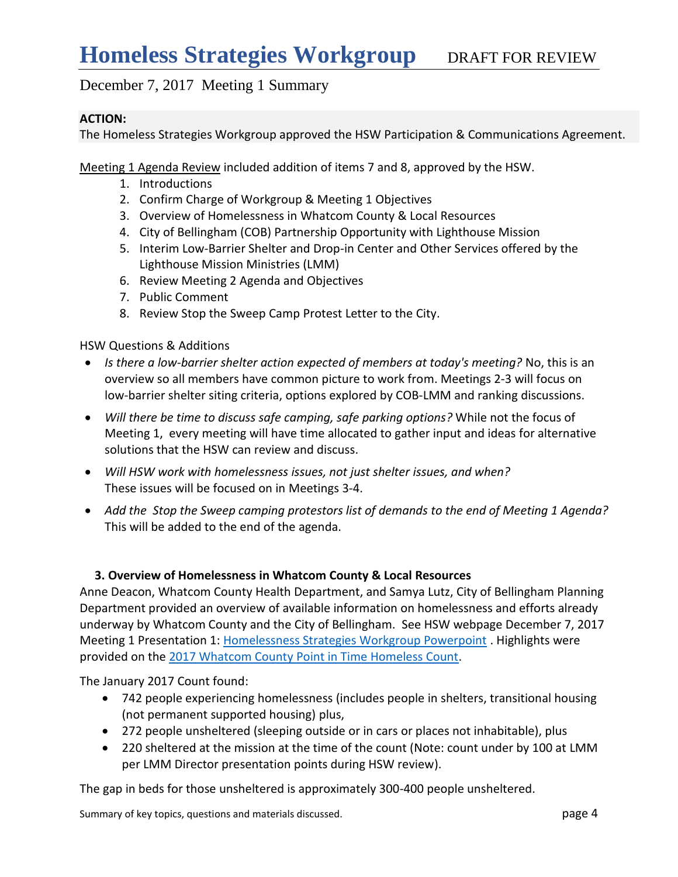# Homeless Strategies Workgroup DRAFT FOR REVIEW

December 7, 2017 Meeting 1 Summary

**ACTION:**
The Homeless Strategies Workgroup approved the HSW Participation & Communications Agreement.

Meeting 1 Agenda Review included addition of items 7 and 8, approved by the HSW.

1. Introductions
2. Confirm Charge of Workgroup & Meeting 1 Objectives
3. Overview of Homelessness in Whatcom County & Local Resources
4. City of Bellingham (COB) Partnership Opportunity with Lighthouse Mission
5. Interim Low-Barrier Shelter and Drop-in Center and Other Services offered by the Lighthouse Mission Ministries (LMM)
6. Review Meeting 2 Agenda and Objectives
7. Public Comment
8. Review Stop the Sweep Camp Protest Letter to the City.

HSW Questions & Additions

- *Is there a low-barrier shelter action expected of members at today's meeting?* No, this is an overview so all members have common picture to work from. Meetings 2-3 will focus on low-barrier shelter siting criteria, options explored by COB-LMM and ranking discussions.
- *Will there be time to discuss safe camping, safe parking options?* While not the focus of Meeting 1, every meeting will have time allocated to gather input and ideas for alternative solutions that the HSW can review and discuss.
- *Will HSW work with homelessness issues, not just shelter issues, and when?* These issues will be focused on in Meetings 3-4.
- *Add the Stop the Sweep camping protestors list of demands to the end of Meeting 1 Agenda?* This will be added to the end of the agenda.

### 3. Overview of Homelessness in Whatcom County & Local Resources

Anne Deacon, Whatcom County Health Department, and Samya Lutz, City of Bellingham Planning Department provided an overview of available information on homelessness and efforts already underway by Whatcom County and the City of Bellingham. See HSW webpage December 7, 2017 Meeting 1 Presentation 1: Homelessness Strategies Workgroup Powerpoint . Highlights were provided on the 2017 Whatcom County Point in Time Homeless Count.

The January 2017 Count found:

- 742 people experiencing homelessness (includes people in shelters, transitional housing (not permanent supported housing) plus,
- 272 people unsheltered (sleeping outside or in cars or places not inhabitable), plus
- 220 sheltered at the mission at the time of the count (Note: count under by 100 at LMM per LMM Director presentation points during HSW review).

The gap in beds for those unsheltered is approximately 300-400 people unsheltered.

Summary of key topics, questions and materials discussed.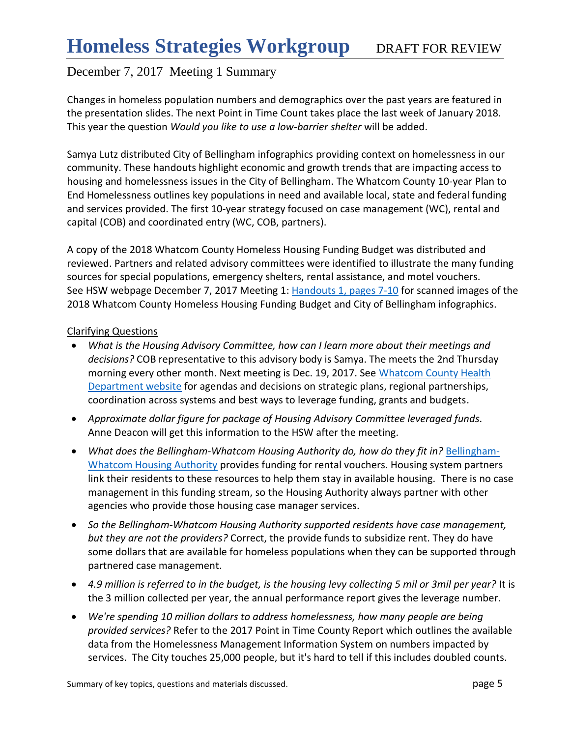# Homeless Strategies Workgroup DRAFT FOR REVIEW

## December 7, 2017 Meeting 1 Summary

Changes in homeless population numbers and demographics over the past years are featured in the presentation slides. The next Point in Time Count takes place the last week of January 2018. This year the question *Would you like to use a low-barrier shelter* will be added.

Samya Lutz distributed City of Bellingham infographics providing context on homelessness in our community. These handouts highlight economic and growth trends that are impacting access to housing and homelessness issues in the City of Bellingham. The Whatcom County 10-year Plan to End Homelessness outlines key populations in need and available local, state and federal funding and services provided. The first 10-year strategy focused on case management (WC), rental and capital (COB) and coordinated entry (WC, COB, partners).

A copy of the 2018 Whatcom County Homeless Housing Funding Budget was distributed and reviewed. Partners and related advisory committees were identified to illustrate the many funding sources for special populations, emergency shelters, rental assistance, and motel vouchers. See HSW webpage December 7, 2017 Meeting 1: Handouts 1, pages 7-10 for scanned images of the 2018 Whatcom County Homeless Housing Funding Budget and City of Bellingham infographics.

Clarifying Questions

- *What is the Housing Advisory Committee, how can I learn more about their meetings and decisions?* COB representative to this advisory body is Samya. The meets the 2nd Thursday morning every other month. Next meeting is Dec. 19, 2017. See Whatcom County Health Department website for agendas and decisions on strategic plans, regional partnerships, coordination across systems and best ways to leverage funding, grants and budgets.
- *Approximate dollar figure for package of Housing Advisory Committee leveraged funds.* Anne Deacon will get this information to the HSW after the meeting.
- *What does the Bellingham-Whatcom Housing Authority do, how do they fit in?* Bellingham-Whatcom Housing Authority provides funding for rental vouchers. Housing system partners link their residents to these resources to help them stay in available housing. There is no case management in this funding stream, so the Housing Authority always partner with other agencies who provide those housing case manager services.
- *So the Bellingham-Whatcom Housing Authority supported residents have case management, but they are not the providers?* Correct, the provide funds to subsidize rent. They do have some dollars that are available for homeless populations when they can be supported through partnered case management.
- *4.9 million is referred to in the budget, is the housing levy collecting 5 mil or 3mil per year?* It is the 3 million collected per year, the annual performance report gives the leverage number.
- *We're spending 10 million dollars to address homelessness, how many people are being provided services?* Refer to the 2017 Point in Time County Report which outlines the available data from the Homelessness Management Information System on numbers impacted by services. The City touches 25,000 people, but it's hard to tell if this includes doubled counts.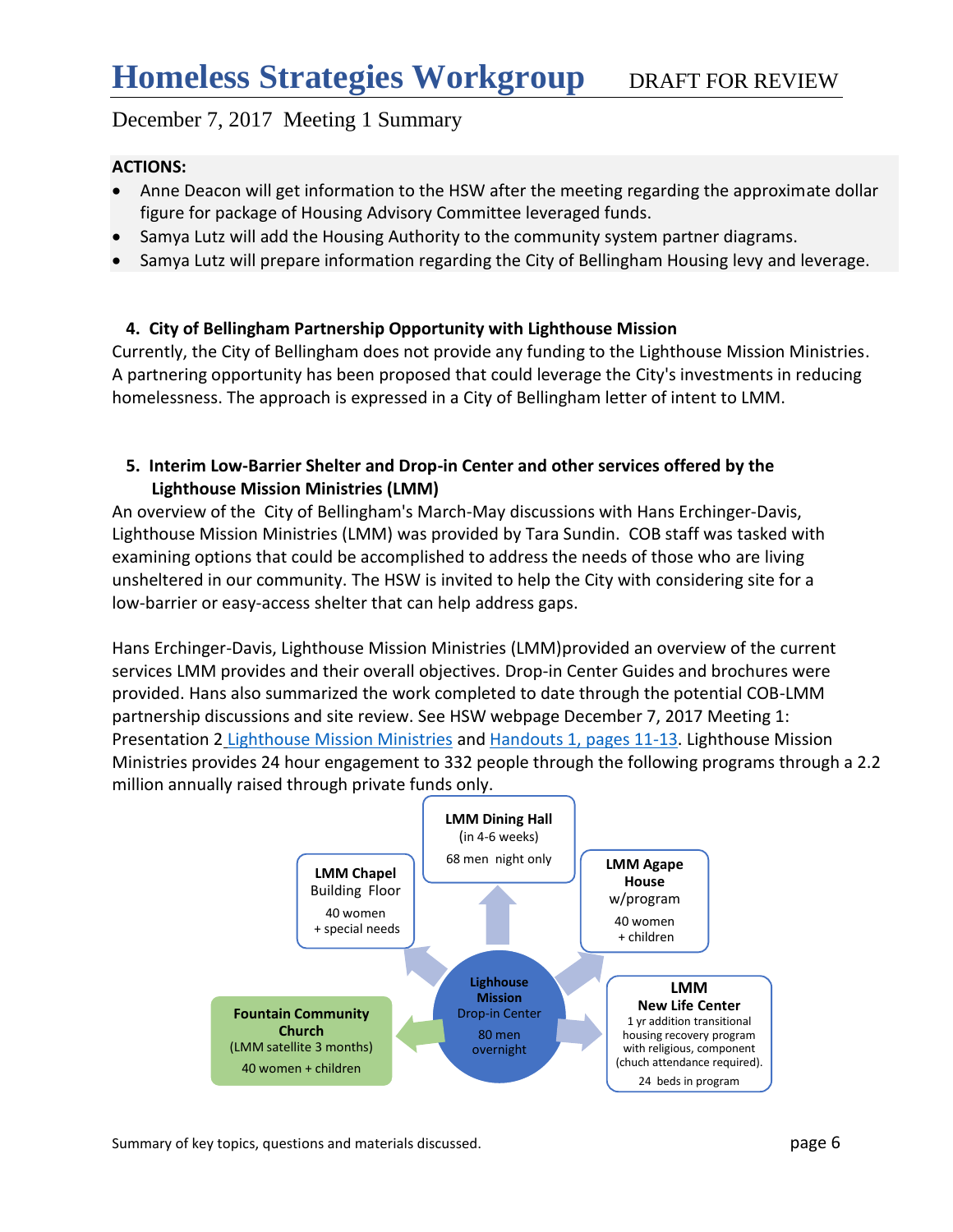# Homeless Strategies Workgroup DRAFT FOR REVIEW

December 7, 2017 Meeting 1 Summary

**ACTIONS:**

- Anne Deacon will get information to the HSW after the meeting regarding the approximate dollar figure for package of Housing Advisory Committee leveraged funds.
- Samya Lutz will add the Housing Authority to the community system partner diagrams.
- Samya Lutz will prepare information regarding the City of Bellingham Housing levy and leverage.

**4. City of Bellingham Partnership Opportunity with Lighthouse Mission**

Currently, the City of Bellingham does not provide any funding to the Lighthouse Mission Ministries. A partnering opportunity has been proposed that could leverage the City's investments in reducing homelessness. The approach is expressed in a City of Bellingham letter of intent to LMM.

**5. Interim Low-Barrier Shelter and Drop-in Center and other services offered by the Lighthouse Mission Ministries (LMM)**

An overview of the City of Bellingham's March-May discussions with Hans Erchinger-Davis, Lighthouse Mission Ministries (LMM) was provided by Tara Sundin. COB staff was tasked with examining options that could be accomplished to address the needs of those who are living unsheltered in our community. The HSW is invited to help the City with considering site for a low-barrier or easy-access shelter that can help address gaps.

Hans Erchinger-Davis, Lighthouse Mission Ministries (LMM)provided an overview of the current services LMM provides and their overall objectives. Drop-in Center Guides and brochures were provided. Hans also summarized the work completed to date through the potential COB-LMM partnership discussions and site review. See HSW webpage December 7, 2017 Meeting 1: Presentation 2 Lighthouse Mission Ministries and Handouts 1, pages 11-13. Lighthouse Mission Ministries provides 24 hour engagement to 332 people through the following programs through a 2.2 million annually raised through private funds only.

**Lighthouse Mission Drop-in Center** — 80 men overnight

- **LMM Dining Hall** (in 4-6 weeks) — 68 men night only
- **LMM Chapel** Building Floor — 40 women + special needs
- **LMM Agape House** w/program — 40 women + children
- **LMM New Life Center** — 1 yr addition transitional housing recovery program with religious, component (chuch attendance required). 24 beds in program
- **Fountain Community Church** (LMM satellite 3 months) — 40 women + children

Summary of key topics, questions and materials discussed.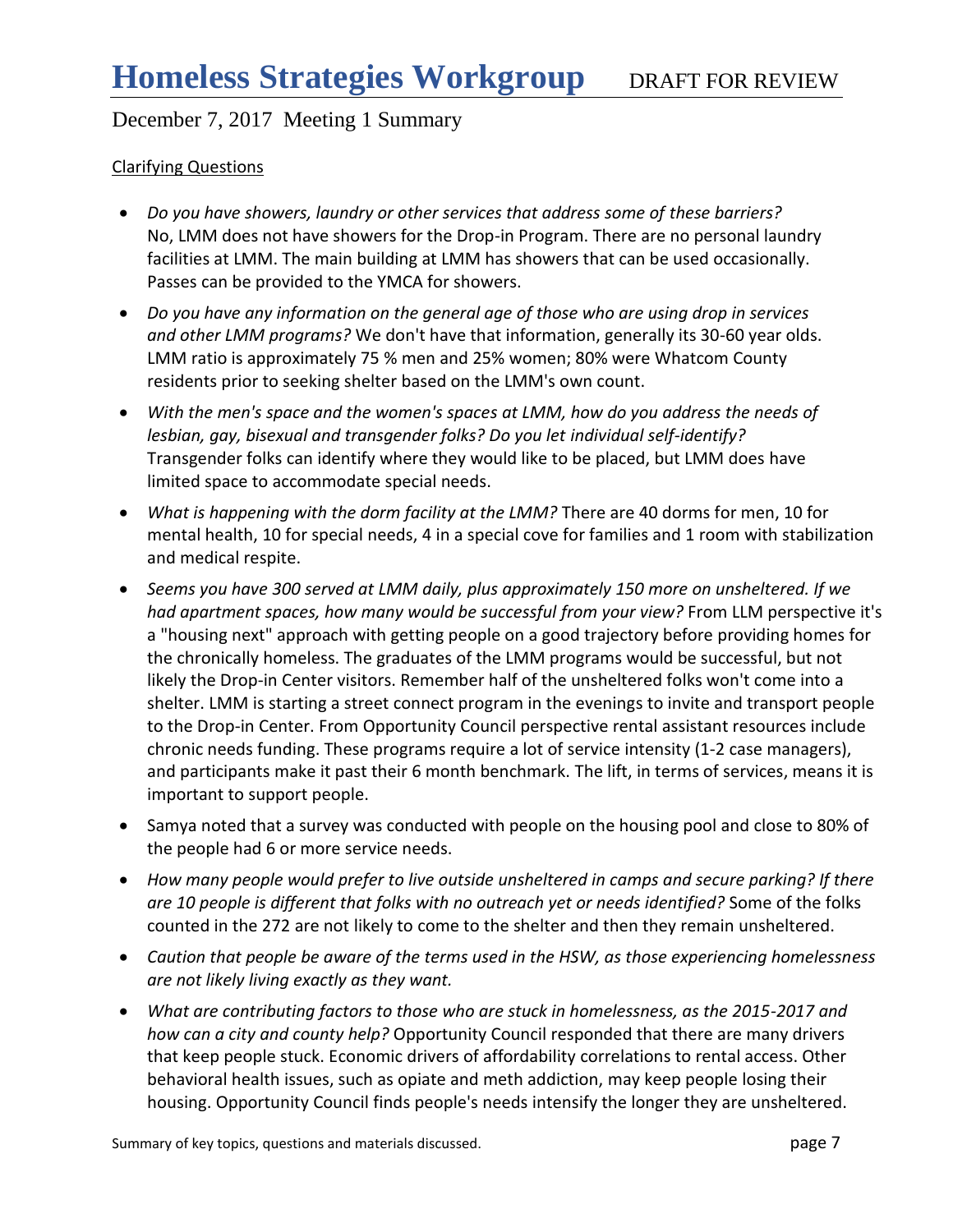December 7, 2017 Meeting 1 Summary

Clarifying Questions

- *Do you have showers, laundry or other services that address some of these barriers?* No, LMM does not have showers for the Drop-in Program. There are no personal laundry facilities at LMM. The main building at LMM has showers that can be used occasionally. Passes can be provided to the YMCA for showers.
- *Do you have any information on the general age of those who are using drop in services and other LMM programs?* We don't have that information, generally its 30-60 year olds. LMM ratio is approximately 75 % men and 25% women; 80% were Whatcom County residents prior to seeking shelter based on the LMM's own count.
- *With the men's space and the women's spaces at LMM, how do you address the needs of lesbian, gay, bisexual and transgender folks? Do you let individual self-identify?* Transgender folks can identify where they would like to be placed, but LMM does have limited space to accommodate special needs.
- *What is happening with the dorm facility at the LMM?* There are 40 dorms for men, 10 for mental health, 10 for special needs, 4 in a special cove for families and 1 room with stabilization and medical respite.
- *Seems you have 300 served at LMM daily, plus approximately 150 more on unsheltered. If we had apartment spaces, how many would be successful from your view?* From LLM perspective it's a "housing next" approach with getting people on a good trajectory before providing homes for the chronically homeless. The graduates of the LMM programs would be successful, but not likely the Drop-in Center visitors. Remember half of the unsheltered folks won't come into a shelter. LMM is starting a street connect program in the evenings to invite and transport people to the Drop-in Center. From Opportunity Council perspective rental assistant resources include chronic needs funding. These programs require a lot of service intensity (1-2 case managers), and participants make it past their 6 month benchmark. The lift, in terms of services, means it is important to support people.
- Samya noted that a survey was conducted with people on the housing pool and close to 80% of the people had 6 or more service needs.
- *How many people would prefer to live outside unsheltered in camps and secure parking? If there are 10 people is different that folks with no outreach yet or needs identified?* Some of the folks counted in the 272 are not likely to come to the shelter and then they remain unsheltered.
- *Caution that people be aware of the terms used in the HSW, as those experiencing homelessness are not likely living exactly as they want.*
- *What are contributing factors to those who are stuck in homelessness, as the 2015-2017 and how can a city and county help?* Opportunity Council responded that there are many drivers that keep people stuck. Economic drivers of affordability correlations to rental access. Other behavioral health issues, such as opiate and meth addiction, may keep people losing their housing. Opportunity Council finds people's needs intensify the longer they are unsheltered.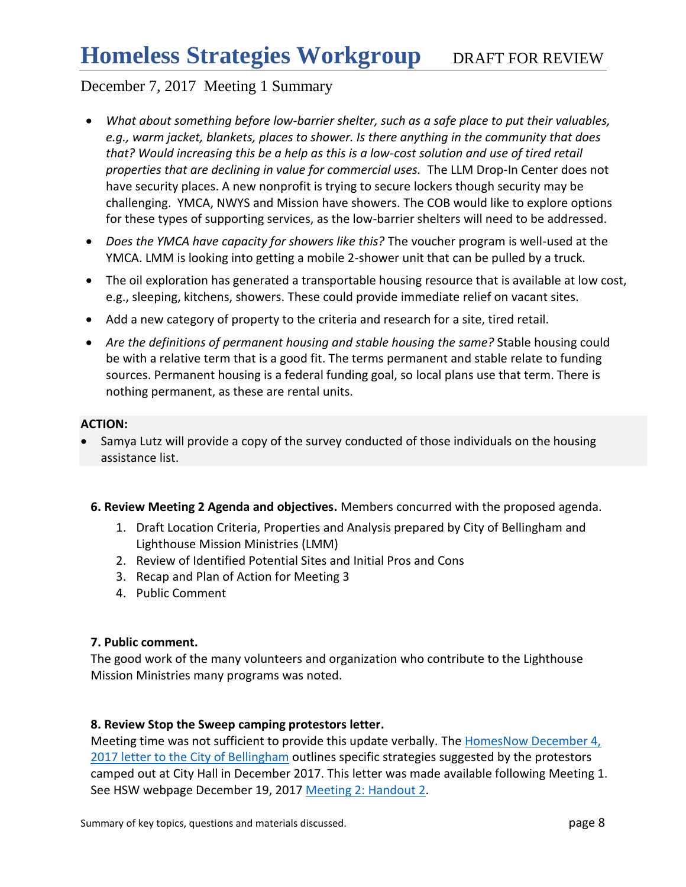- *What about something before low-barrier shelter, such as a safe place to put their valuables, e.g., warm jacket, blankets, places to shower. Is there anything in the community that does that? Would increasing this be a help as this is a low-cost solution and use of tired retail properties that are declining in value for commercial uses.* The LLM Drop-In Center does not have security places. A new nonprofit is trying to secure lockers though security may be challenging. YMCA, NWYS and Mission have showers. The COB would like to explore options for these types of supporting services, as the low-barrier shelters will need to be addressed.
- *Does the YMCA have capacity for showers like this?* The voucher program is well-used at the YMCA. LMM is looking into getting a mobile 2-shower unit that can be pulled by a truck.
- The oil exploration has generated a transportable housing resource that is available at low cost, e.g., sleeping, kitchens, showers. These could provide immediate relief on vacant sites.
- Add a new category of property to the criteria and research for a site, tired retail.
- *Are the definitions of permanent housing and stable housing the same?* Stable housing could be with a relative term that is a good fit. The terms permanent and stable relate to funding sources. Permanent housing is a federal funding goal, so local plans use that term. There is nothing permanent, as these are rental units.

**ACTION:**

- Samya Lutz will provide a copy of the survey conducted of those individuals on the housing assistance list.

**6. Review Meeting 2 Agenda and objectives.** Members concurred with the proposed agenda.

1. Draft Location Criteria, Properties and Analysis prepared by City of Bellingham and Lighthouse Mission Ministries (LMM)
2. Review of Identified Potential Sites and Initial Pros and Cons
3. Recap and Plan of Action for Meeting 3
4. Public Comment

**7. Public comment.**

The good work of the many volunteers and organization who contribute to the Lighthouse Mission Ministries many programs was noted.

**8. Review Stop the Sweep camping protestors letter.**

Meeting time was not sufficient to provide this update verbally. The HomesNow December 4, 2017 letter to the City of Bellingham outlines specific strategies suggested by the protestors camped out at City Hall in December 2017. This letter was made available following Meeting 1. See HSW webpage December 19, 2017 Meeting 2: Handout 2.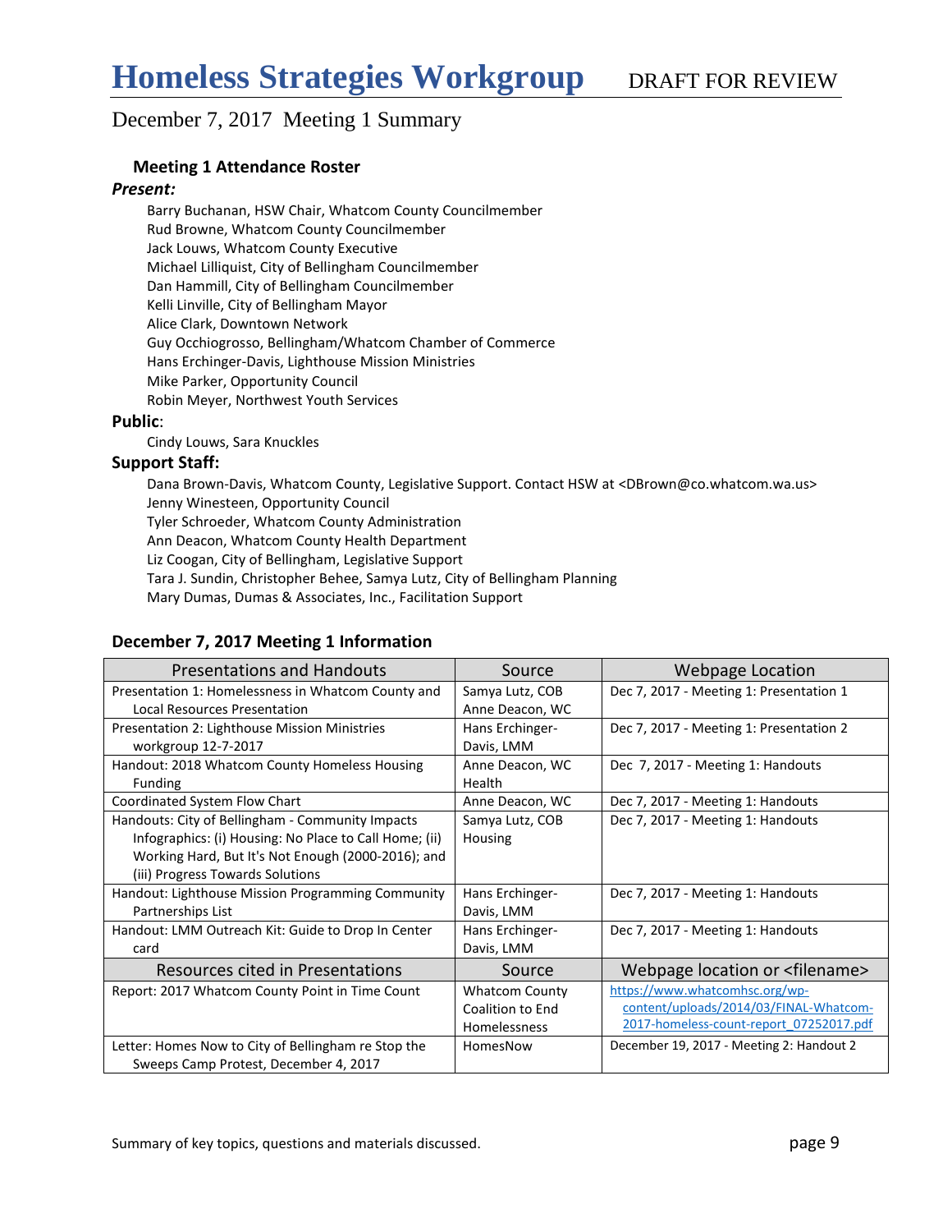# Homeless Strategies Workgroup DRAFT FOR REVIEW

December 7, 2017 Meeting 1 Summary

### Meeting 1 Attendance Roster

***Present:***

Barry Buchanan, HSW Chair, Whatcom County Councilmember
Rud Browne, Whatcom County Councilmember
Jack Louws, Whatcom County Executive
Michael Lilliquist, City of Bellingham Councilmember
Dan Hammill, City of Bellingham Councilmember
Kelli Linville, City of Bellingham Mayor
Alice Clark, Downtown Network
Guy Occhiogrosso, Bellingham/Whatcom Chamber of Commerce
Hans Erchinger-Davis, Lighthouse Mission Ministries
Mike Parker, Opportunity Council
Robin Meyer, Northwest Youth Services

**Public**:

Cindy Louws, Sara Knuckles

**Support Staff:**

Dana Brown-Davis, Whatcom County, Legislative Support. Contact HSW at <DBrown@co.whatcom.wa.us>
Jenny Winesteen, Opportunity Council
Tyler Schroeder, Whatcom County Administration
Ann Deacon, Whatcom County Health Department
Liz Coogan, City of Bellingham, Legislative Support
Tara J. Sundin, Christopher Behee, Samya Lutz, City of Bellingham Planning
Mary Dumas, Dumas & Associates, Inc., Facilitation Support

### December 7, 2017 Meeting 1 Information

| Presentations and Handouts | Source | Webpage Location |
|---|---|---|
| Presentation 1: Homelessness in Whatcom County and Local Resources Presentation | Samya Lutz, COB Anne Deacon, WC | Dec 7, 2017 - Meeting 1: Presentation 1 |
| Presentation 2: Lighthouse Mission Ministries workgroup 12-7-2017 | Hans Erchinger-Davis, LMM | Dec 7, 2017 - Meeting 1: Presentation 2 |
| Handout: 2018 Whatcom County Homeless Housing Funding | Anne Deacon, WC Health | Dec 7, 2017 - Meeting 1: Handouts |
| Coordinated System Flow Chart | Anne Deacon, WC | Dec 7, 2017 - Meeting 1: Handouts |
| Handouts: City of Bellingham - Community Impacts Infographics: (i) Housing: No Place to Call Home; (ii) Working Hard, But It's Not Enough (2000-2016); and (iii) Progress Towards Solutions | Samya Lutz, COB Housing | Dec 7, 2017 - Meeting 1: Handouts |
| Handout: Lighthouse Mission Programming Community Partnerships List | Hans Erchinger-Davis, LMM | Dec 7, 2017 - Meeting 1: Handouts |
| Handout: LMM Outreach Kit: Guide to Drop In Center card | Hans Erchinger-Davis, LMM | Dec 7, 2017 - Meeting 1: Handouts |
| **Resources cited in Presentations** | **Source** | **Webpage location or <filename>** |
| Report: 2017 Whatcom County Point in Time Count | Whatcom County Coalition to End Homelessness | https://www.whatcomhsc.org/wp-content/uploads/2014/03/FINAL-Whatcom-2017-homeless-count-report_07252017.pdf |
| Letter: Homes Now to City of Bellingham re Stop the Sweeps Camp Protest, December 4, 2017 | HomesNow | December 19, 2017 - Meeting 2: Handout 2 |

Summary of key topics, questions and materials discussed.